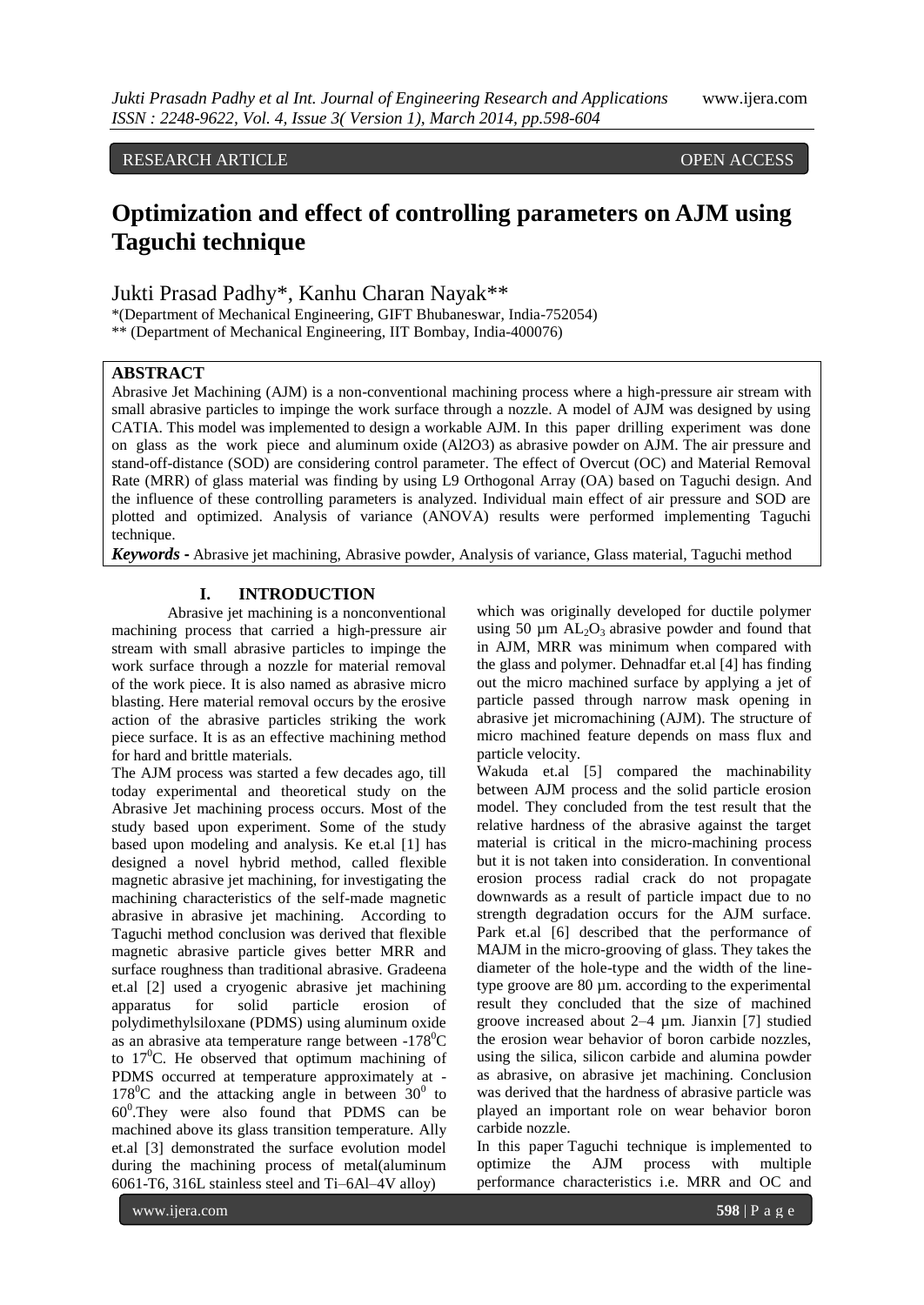RESEARCH ARTICLE OPEN ACCESS

# Optimization and effect of controlling parameters on AJM using Taguchi technique

Jukti Prasad Padhy*, Kanhu Charan Nayak**

*(Department of Mechanical Engineering, GIFT Bhubaneswar, India-752054)
** (Department of Mechanical Engineering, IIT Bombay, India-400076)

## ABSTRACT

Abrasive Jet Machining (AJM) is a non-conventional machining process where a high-pressure air stream with small abrasive particles to impinge the work surface through a nozzle. A model of AJM was designed by using CATIA. This model was implemented to design a workable AJM. In this paper drilling experiment was done on glass as the work piece and aluminum oxide (Al2O3) as abrasive powder on AJM. The air pressure and stand-off-distance (SOD) are considering control parameter. The effect of Overcut (OC) and Material Removal Rate (MRR) of glass material was finding by using L9 Orthogonal Array (OA) based on Taguchi design. And the influence of these controlling parameters is analyzed. Individual main effect of air pressure and SOD are plotted and optimized. Analysis of variance (ANOVA) results were performed implementing Taguchi technique.

***Keywords -*** Abrasive jet machining, Abrasive powder, Analysis of variance, Glass material, Taguchi method

## I. INTRODUCTION

Abrasive jet machining is a nonconventional machining process that carried a high-pressure air stream with small abrasive particles to impinge the work surface through a nozzle for material removal of the work piece. It is also named as abrasive micro blasting. Here material removal occurs by the erosive action of the abrasive particles striking the work piece surface. It is as an effective machining method for hard and brittle materials.

The AJM process was started a few decades ago, till today experimental and theoretical study on the Abrasive Jet machining process occurs. Most of the study based upon experiment. Some of the study based upon modeling and analysis. Ke et.al [1] has designed a novel hybrid method, called flexible magnetic abrasive jet machining, for investigating the machining characteristics of the self-made magnetic abrasive in abrasive jet machining. According to Taguchi method conclusion was derived that flexible magnetic abrasive particle gives better MRR and surface roughness than traditional abrasive. Gradeena et.al [2] used a cryogenic abrasive jet machining apparatus for solid particle erosion of polydimethylsiloxane (PDMS) using aluminum oxide as an abrasive ata temperature range between -178$^0$C to 17$^0$C. He observed that optimum machining of PDMS occurred at temperature approximately at -178$^0$C and the attacking angle in between 30$^0$ to 60$^0$.They were also found that PDMS can be machined above its glass transition temperature. Ally et.al [3] demonstrated the surface evolution model during the machining process of metal(aluminum 6061-T6, 316L stainless steel and Ti–6Al–4V alloy) which was originally developed for ductile polymer using 50 µm $AL_2O_3$ abrasive powder and found that in AJM, MRR was minimum when compared with the glass and polymer. Dehnadfar et.al [4] has finding out the micro machined surface by applying a jet of particle passed through narrow mask opening in abrasive jet micromachining (AJM). The structure of micro machined feature depends on mass flux and particle velocity.

Wakuda et.al [5] compared the machinability between AJM process and the solid particle erosion model. They concluded from the test result that the relative hardness of the abrasive against the target material is critical in the micro-machining process but it is not taken into consideration. In conventional erosion process radial crack do not propagate downwards as a result of particle impact due to no strength degradation occurs for the AJM surface. Park et.al [6] described that the performance of MAJM in the micro-grooving of glass. They takes the diameter of the hole-type and the width of the line-type groove are 80 µm. according to the experimental result they concluded that the size of machined groove increased about 2–4 µm. Jianxin [7] studied the erosion wear behavior of boron carbide nozzles, using the silica, silicon carbide and alumina powder as abrasive, on abrasive jet machining. Conclusion was derived that the hardness of abrasive particle was played an important role on wear behavior boron carbide nozzle.

In this paper Taguchi technique is implemented to optimize the AJM process with multiple performance characteristics i.e. MRR and OC and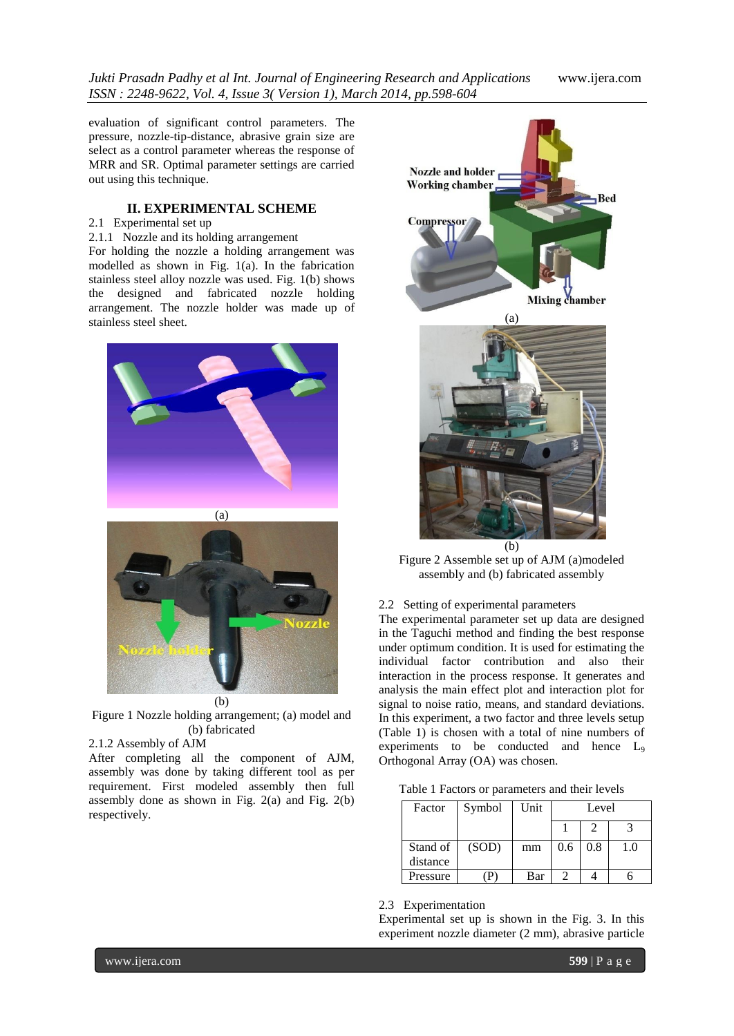evaluation of significant control parameters. The pressure, nozzle-tip-distance, abrasive grain size are select as a control parameter whereas the response of MRR and SR. Optimal parameter settings are carried out using this technique.

## II. EXPERIMENTAL SCHEME

2.1 Experimental set up

2.1.1 Nozzle and its holding arrangement

For holding the nozzle a holding arrangement was modelled as shown in Fig. 1(a). In the fabrication stainless steel alloy nozzle was used. Fig. 1(b) shows the designed and fabricated nozzle holding arrangement. The nozzle holder was made up of stainless steel sheet.

(a)

(b)

Figure 1 Nozzle holding arrangement; (a) model and (b) fabricated

2.1.2 Assembly of AJM

After completing all the component of AJM, assembly was done by taking different tool as per requirement. First modeled assembly then full assembly done as shown in Fig. 2(a) and Fig. 2(b) respectively.

(a)

(b)

Figure 2 Assemble set up of AJM (a)modeled assembly and (b) fabricated assembly

2.2 Setting of experimental parameters

The experimental parameter set up data are designed in the Taguchi method and finding the best response under optimum condition. It is used for estimating the individual factor contribution and also their interaction in the process response. It generates and analysis the main effect plot and interaction plot for signal to noise ratio, means, and standard deviations. In this experiment, a two factor and three levels setup (Table 1) is chosen with a total of nine numbers of experiments to be conducted and hence $L_9$ Orthogonal Array (OA) was chosen.

Table 1 Factors or parameters and their levels

| Factor | Symbol | Unit | Level | | |
|---|---|---|---|---|---|
| | | | 1 | 2 | 3 |
| Stand of distance | (SOD) | mm | 0.6 | 0.8 | 1.0 |
| Pressure | (P) | Bar | 2 | 4 | 6 |

2.3 Experimentation

Experimental set up is shown in the Fig. 3. In this experiment nozzle diameter (2 mm), abrasive particle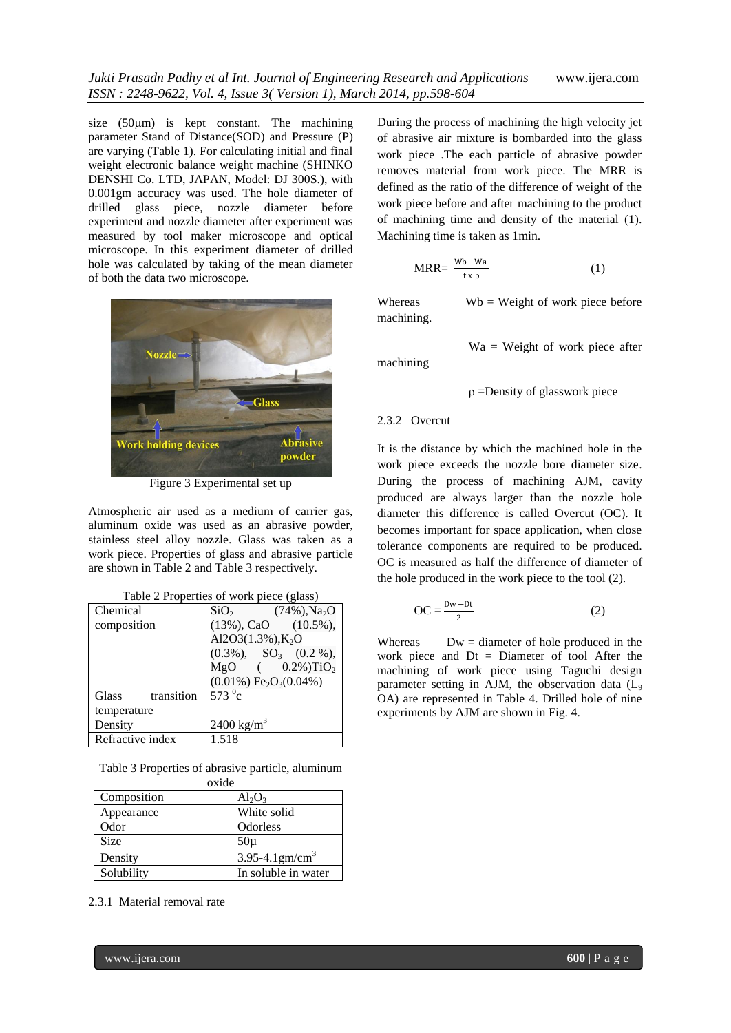size (50µm) is kept constant. The machining parameter Stand of Distance(SOD) and Pressure (P) are varying (Table 1). For calculating initial and final weight electronic balance weight machine (SHINKO DENSHI Co. LTD, JAPAN, Model: DJ 300S.), with 0.001gm accuracy was used. The hole diameter of drilled glass piece, nozzle diameter before experiment and nozzle diameter after experiment was measured by tool maker microscope and optical microscope. In this experiment diameter of drilled hole was calculated by taking of the mean diameter of both the data two microscope.

Figure 3 Experimental set up

Atmospheric air used as a medium of carrier gas, aluminum oxide was used as an abrasive powder, stainless steel alloy nozzle. Glass was taken as a work piece. Properties of glass and abrasive particle are shown in Table 2 and Table 3 respectively.

Table 2 Properties of work piece (glass)

| | |
|---|---|
| Chemical composition | $SiO_2$ (74%), $Na_2O$ (13%), CaO (10.5%), Al2O3(1.3%), $K_2O$ (0.3%), $SO_3$ (0.2 %), MgO ( 0.2%) $TiO_2$ (0.01%) $Fe_2O_3$(0.04%) |
| Glass transition temperature | 573 $^0$c |
| Density | 2400 kg/m$^3$ |
| Refractive index | 1.518 |

Table 3 Properties of abrasive particle, aluminum oxide

| | |
|---|---|
| Composition | $Al_2O_3$ |
| Appearance | White solid |
| Odor | Odorless |
| Size | 50µ |
| Density | 3.95-4.1gm/cm$^3$ |
| Solubility | In soluble in water |

2.3.1 Material removal rate

During the process of machining the high velocity jet of abrasive air mixture is bombarded into the glass work piece .The each particle of abrasive powder removes material from work piece. The MRR is defined as the ratio of the difference of weight of the work piece before and after machining to the product of machining time and density of the material (1). Machining time is taken as 1min.

$$MRR= \frac{Wb - Wa}{t \times \rho} \qquad (1)$$

Whereas Wb = Weight of work piece before machining.

Wa = Weight of work piece after machining

ρ =Density of glasswork piece

2.3.2 Overcut

It is the distance by which the machined hole in the work piece exceeds the nozzle bore diameter size. During the process of machining AJM, cavity produced are always larger than the nozzle hole diameter this difference is called Overcut (OC). It becomes important for space application, when close tolerance components are required to be produced. OC is measured as half the difference of diameter of the hole produced in the work piece to the tool (2).

$$OC = \frac{Dw - Dt}{2} \qquad (2)$$

Whereas Dw = diameter of hole produced in the work piece and Dt = Diameter of tool After the machining of work piece using Taguchi design parameter setting in AJM, the observation data ($L_9$ OA) are represented in Table 4. Drilled hole of nine experiments by AJM are shown in Fig. 4.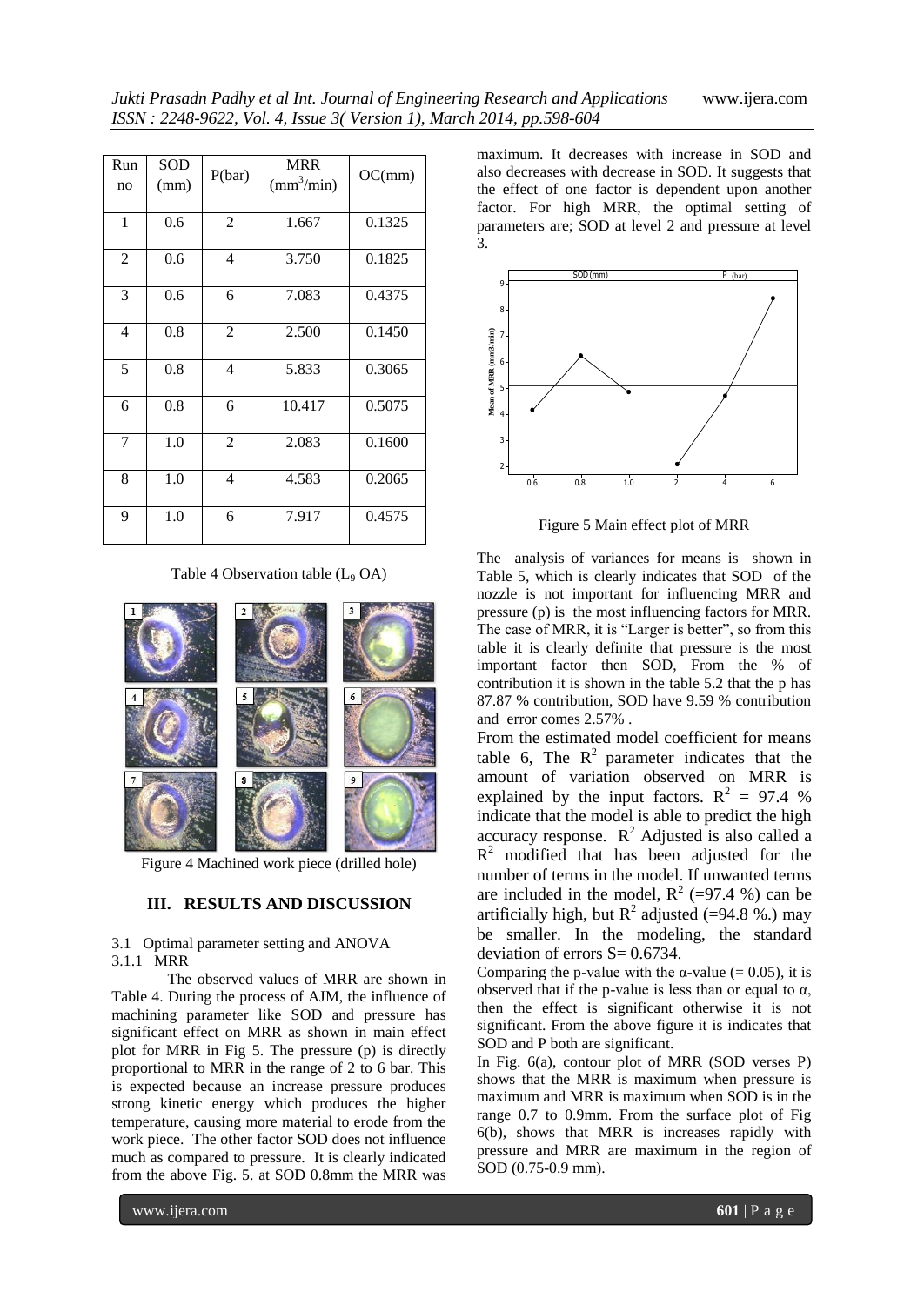| Run no | SOD (mm) | P(bar) | MRR ($mm^3$/min) | OC(mm) |
|---|---|---|---|---|
| 1 | 0.6 | 2 | 1.667 | 0.1325 |
| 2 | 0.6 | 4 | 3.750 | 0.1825 |
| 3 | 0.6 | 6 | 7.083 | 0.4375 |
| 4 | 0.8 | 2 | 2.500 | 0.1450 |
| 5 | 0.8 | 4 | 5.833 | 0.3065 |
| 6 | 0.8 | 6 | 10.417 | 0.5075 |
| 7 | 1.0 | 2 | 2.083 | 0.1600 |
| 8 | 1.0 | 4 | 4.583 | 0.2065 |
| 9 | 1.0 | 6 | 7.917 | 0.4575 |

Table 4 Observation table ($L_9$ OA)

Figure 4 Machined work piece (drilled hole)

## III. RESULTS AND DISCUSSION

### 3.1 Optimal parameter setting and ANOVA

#### 3.1.1 MRR

The observed values of MRR are shown in Table 4. During the process of AJM, the influence of machining parameter like SOD and pressure has significant effect on MRR as shown in main effect plot for MRR in Fig 5. The pressure (p) is directly proportional to MRR in the range of 2 to 6 bar. This is expected because an increase pressure produces strong kinetic energy which produces the higher temperature, causing more material to erode from the work piece. The other factor SOD does not influence much as compared to pressure. It is clearly indicated from the above Fig. 5. at SOD 0.8mm the MRR was maximum. It decreases with increase in SOD and also decreases with decrease in SOD. It suggests that the effect of one factor is dependent upon another factor. For high MRR, the optimal setting of parameters are; SOD at level 2 and pressure at level 3.

Figure 5 Main effect plot of MRR

The analysis of variances for means is shown in Table 5, which is clearly indicates that SOD of the nozzle is not important for influencing MRR and pressure (p) is the most influencing factors for MRR. The case of MRR, it is "Larger is better", so from this table it is clearly definite that pressure is the most important factor then SOD, From the % of contribution it is shown in the table 5.2 that the p has 87.87 % contribution, SOD have 9.59 % contribution and error comes 2.57% .

From the estimated model coefficient for means table 6, The $R^2$ parameter indicates that the amount of variation observed on MRR is explained by the input factors. $R^2$ = 97.4 % indicate that the model is able to predict the high accuracy response. $R^2$ Adjusted is also called a $R^2$ modified that has been adjusted for the number of terms in the model. If unwanted terms are included in the model, $R^2$ (=97.4 %) can be artificially high, but $R^2$ adjusted (=94.8 %.) may be smaller. In the modeling, the standard deviation of errors S= 0.6734.

Comparing the p-value with the $\alpha$-value (= 0.05), it is observed that if the p-value is less than or equal to $\alpha$, then the effect is significant otherwise it is not significant. From the above figure it is indicates that SOD and P both are significant.

In Fig. 6(a), contour plot of MRR (SOD verses P) shows that the MRR is maximum when pressure is maximum and MRR is maximum when SOD is in the range 0.7 to 0.9mm. From the surface plot of Fig 6(b), shows that MRR is increases rapidly with pressure and MRR are maximum in the region of SOD (0.75-0.9 mm).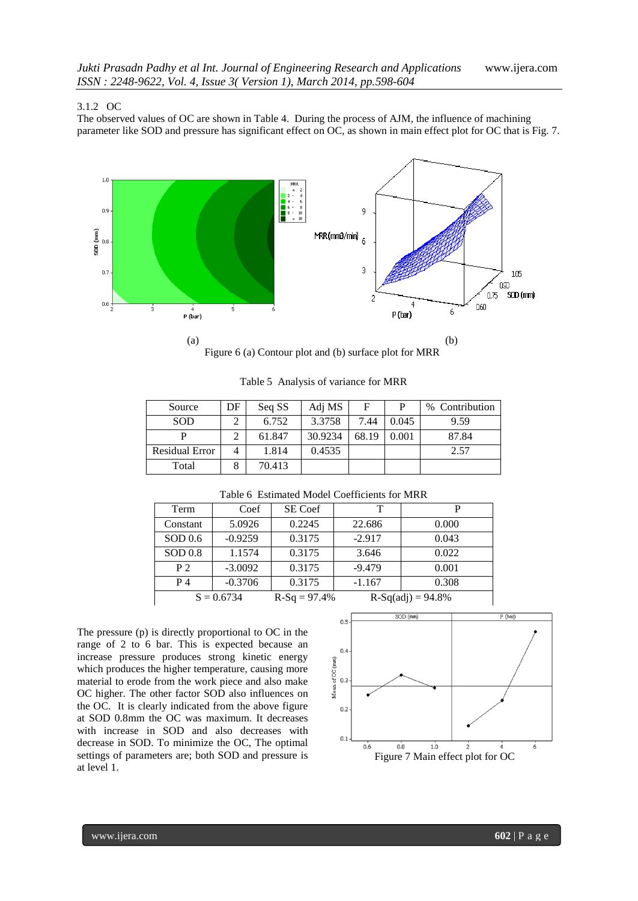3.1.2 OC

The observed values of OC are shown in Table 4. During the process of AJM, the influence of machining parameter like SOD and pressure has significant effect on OC, as shown in main effect plot for OC that is Fig. 7.

(a) (b)

Figure 6 (a) Contour plot and (b) surface plot for MRR

Table 5 Analysis of variance for MRR

| Source | DF | Seq SS | Adj MS | F | P | % Contribution |
|---|---|---|---|---|---|---|
| SOD | 2 | 6.752 | 3.3758 | 7.44 | 0.045 | 9.59 |
| P | 2 | 61.847 | 30.9234 | 68.19 | 0.001 | 87.84 |
| Residual Error | 4 | 1.814 | 0.4535 | | | 2.57 |
| Total | 8 | 70.413 | | | | |

Table 6 Estimated Model Coefficients for MRR

| Term | Coef | SE Coef | T | P |
|---|---|---|---|---|
| Constant | 5.0926 | 0.2245 | 22.686 | 0.000 |
| SOD 0.6 | -0.9259 | 0.3175 | -2.917 | 0.043 |
| SOD 0.8 | 1.1574 | 0.3175 | 3.646 | 0.022 |
| P 2 | -3.0092 | 0.3175 | -9.479 | 0.001 |
| P 4 | -0.3706 | 0.3175 | -1.167 | 0.308 |
| S = 0.6734 | R-Sq = 97.4% | | R-Sq(adj) = 94.8% | |

The pressure (p) is directly proportional to OC in the range of 2 to 6 bar. This is expected because an increase pressure produces strong kinetic energy which produces the higher temperature, causing more material to erode from the work piece and also make OC higher. The other factor SOD also influences on the OC. It is clearly indicated from the above figure at SOD 0.8mm the OC was maximum. It decreases with increase in SOD and also decreases with decrease in SOD. To minimize the OC, The optimal settings of parameters are; both SOD and pressure is at level 1.

Figure 7 Main effect plot for OC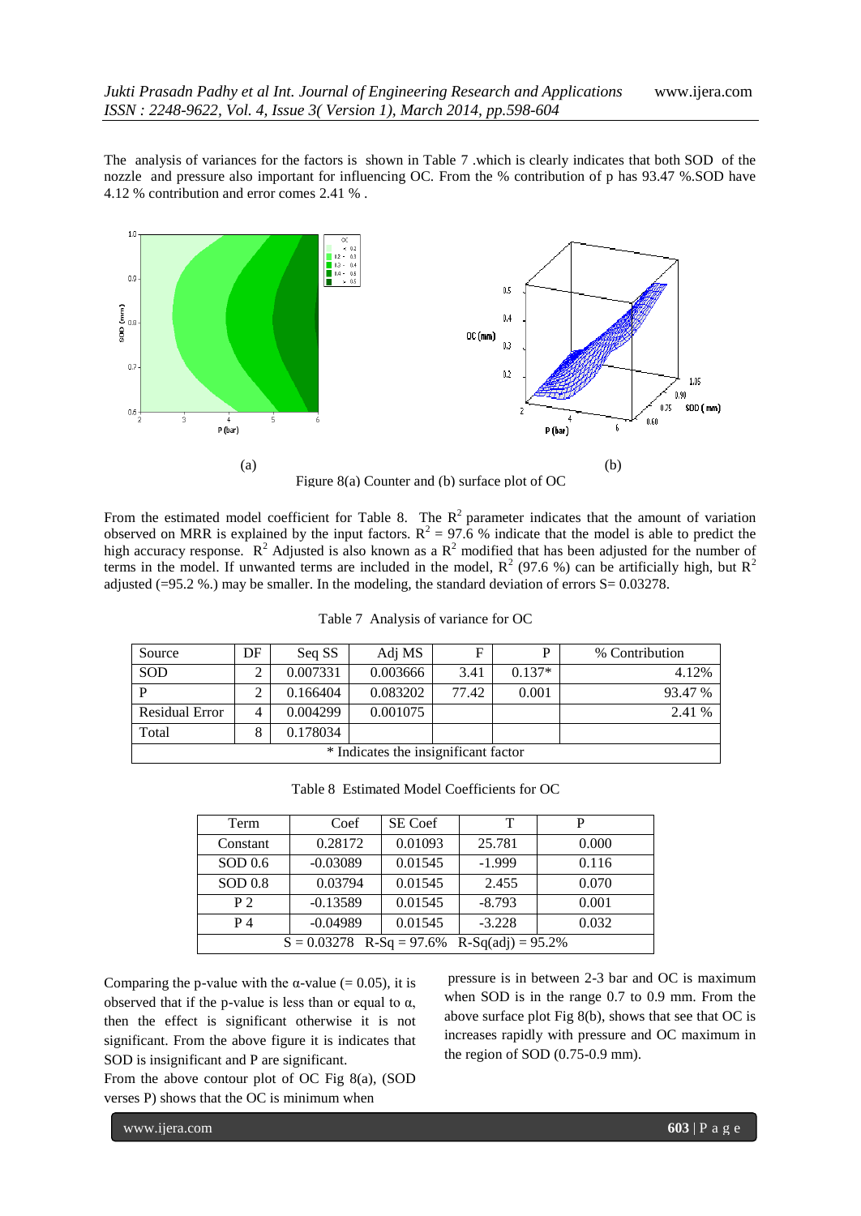The analysis of variances for the factors is shown in Table 7 .which is clearly indicates that both SOD of the nozzle and pressure also important for influencing OC. From the % contribution of p has 93.47 %.SOD have 4.12 % contribution and error comes 2.41 % .

(a) (b)

Figure 8(a) Counter and (b) surface plot of OC

From the estimated model coefficient for Table 8. The $R^2$ parameter indicates that the amount of variation observed on MRR is explained by the input factors. $R^2$ = 97.6 % indicate that the model is able to predict the high accuracy response. $R^2$ Adjusted is also known as a $R^2$ modified that has been adjusted for the number of terms in the model. If unwanted terms are included in the model, $R^2$ (97.6 %) can be artificially high, but $R^2$ adjusted (=95.2 %.) may be smaller. In the modeling, the standard deviation of errors S= 0.03278.

Table 7 Analysis of variance for OC

| Source | DF | Seq SS | Adj MS | F | P | % Contribution |
|---|---|---|---|---|---|---|
| SOD | 2 | 0.007331 | 0.003666 | 3.41 | 0.137* | 4.12% |
| P | 2 | 0.166404 | 0.083202 | 77.42 | 0.001 | 93.47 % |
| Residual Error | 4 | 0.004299 | 0.001075 | | | 2.41 % |
| Total | 8 | 0.178034 | | | | |
| * Indicates the insignificant factor | | | | | | |

Table 8 Estimated Model Coefficients for OC

| Term | Coef | SE Coef | T | P |
|---|---|---|---|---|
| Constant | 0.28172 | 0.01093 | 25.781 | 0.000 |
| SOD 0.6 | -0.03089 | 0.01545 | -1.999 | 0.116 |
| SOD 0.8 | 0.03794 | 0.01545 | 2.455 | 0.070 |
| P 2 | -0.13589 | 0.01545 | -8.793 | 0.001 |
| P 4 | -0.04989 | 0.01545 | -3.228 | 0.032 |
| S = 0.03278 R-Sq = 97.6% R-Sq(adj) = 95.2% | | | | |

Comparing the p-value with the α-value (= 0.05), it is observed that if the p-value is less than or equal to α, then the effect is significant otherwise it is not significant. From the above figure it is indicates that SOD is insignificant and P are significant.

From the above contour plot of OC Fig 8(a), (SOD verses P) shows that the OC is minimum when pressure is in between 2-3 bar and OC is maximum when SOD is in the range 0.7 to 0.9 mm. From the above surface plot Fig 8(b), shows that see that OC is increases rapidly with pressure and OC maximum in the region of SOD (0.75-0.9 mm).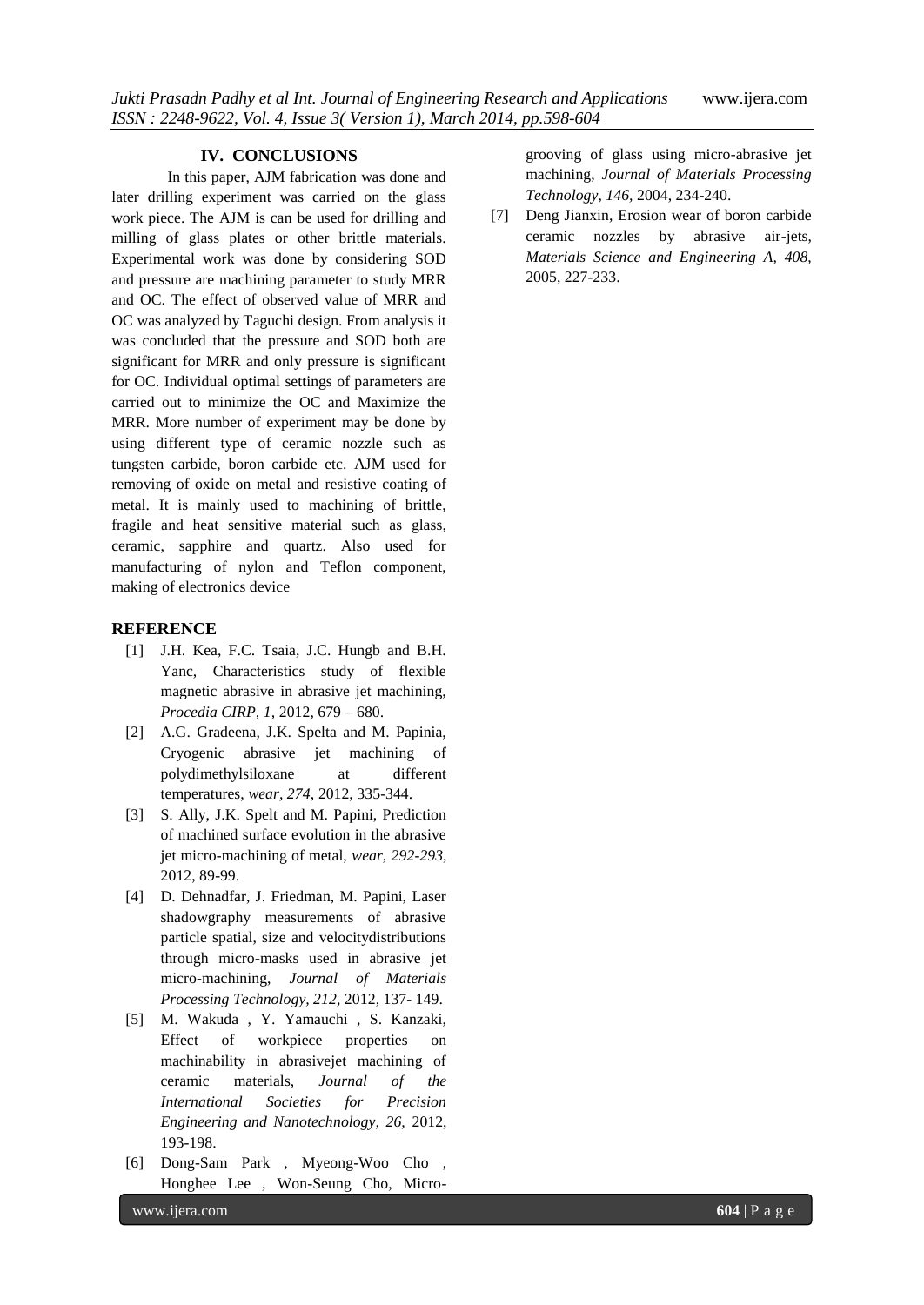## IV. CONCLUSIONS

In this paper, AJM fabrication was done and later drilling experiment was carried on the glass work piece. The AJM is can be used for drilling and milling of glass plates or other brittle materials. Experimental work was done by considering SOD and pressure are machining parameter to study MRR and OC. The effect of observed value of MRR and OC was analyzed by Taguchi design. From analysis it was concluded that the pressure and SOD both are significant for MRR and only pressure is significant for OC. Individual optimal settings of parameters are carried out to minimize the OC and Maximize the MRR. More number of experiment may be done by using different type of ceramic nozzle such as tungsten carbide, boron carbide etc. AJM used for removing of oxide on metal and resistive coating of metal. It is mainly used to machining of brittle, fragile and heat sensitive material such as glass, ceramic, sapphire and quartz. Also used for manufacturing of nylon and Teflon component, making of electronics device

## REFERENCE

[1] J.H. Kea, F.C. Tsaia, J.C. Hungb and B.H. Yanc, Characteristics study of flexible magnetic abrasive in abrasive jet machining, *Procedia CIRP, 1,* 2012, 679 – 680.

[2] A.G. Gradeena, J.K. Spelta and M. Papinia, Cryogenic abrasive jet machining of polydimethylsiloxane at different temperatures, *wear, 274,* 2012, 335-344.

[3] S. Ally, J.K. Spelt and M. Papini, Prediction of machined surface evolution in the abrasive jet micro-machining of metal, *wear, 292-293,* 2012, 89-99.

[4] D. Dehnadfar, J. Friedman, M. Papini, Laser shadowgraphy measurements of abrasive particle spatial, size and velocitydistributions through micro-masks used in abrasive jet micro-machining, *Journal of Materials Processing Technology, 212,* 2012, 137- 149.

[5] M. Wakuda , Y. Yamauchi , S. Kanzaki, Effect of workpiece properties on machinability in abrasivejet machining of ceramic materials, *Journal of the International Societies for Precision Engineering and Nanotechnology, 26,* 2012, 193-198.

[6] Dong-Sam Park , Myeong-Woo Cho , Honghee Lee , Won-Seung Cho, Micro-grooving of glass using micro-abrasive jet machining, *Journal of Materials Processing Technology, 146,* 2004, 234-240.

[7] Deng Jianxin, Erosion wear of boron carbide ceramic nozzles by abrasive air-jets, *Materials Science and Engineering A, 408,* 2005, 227-233.